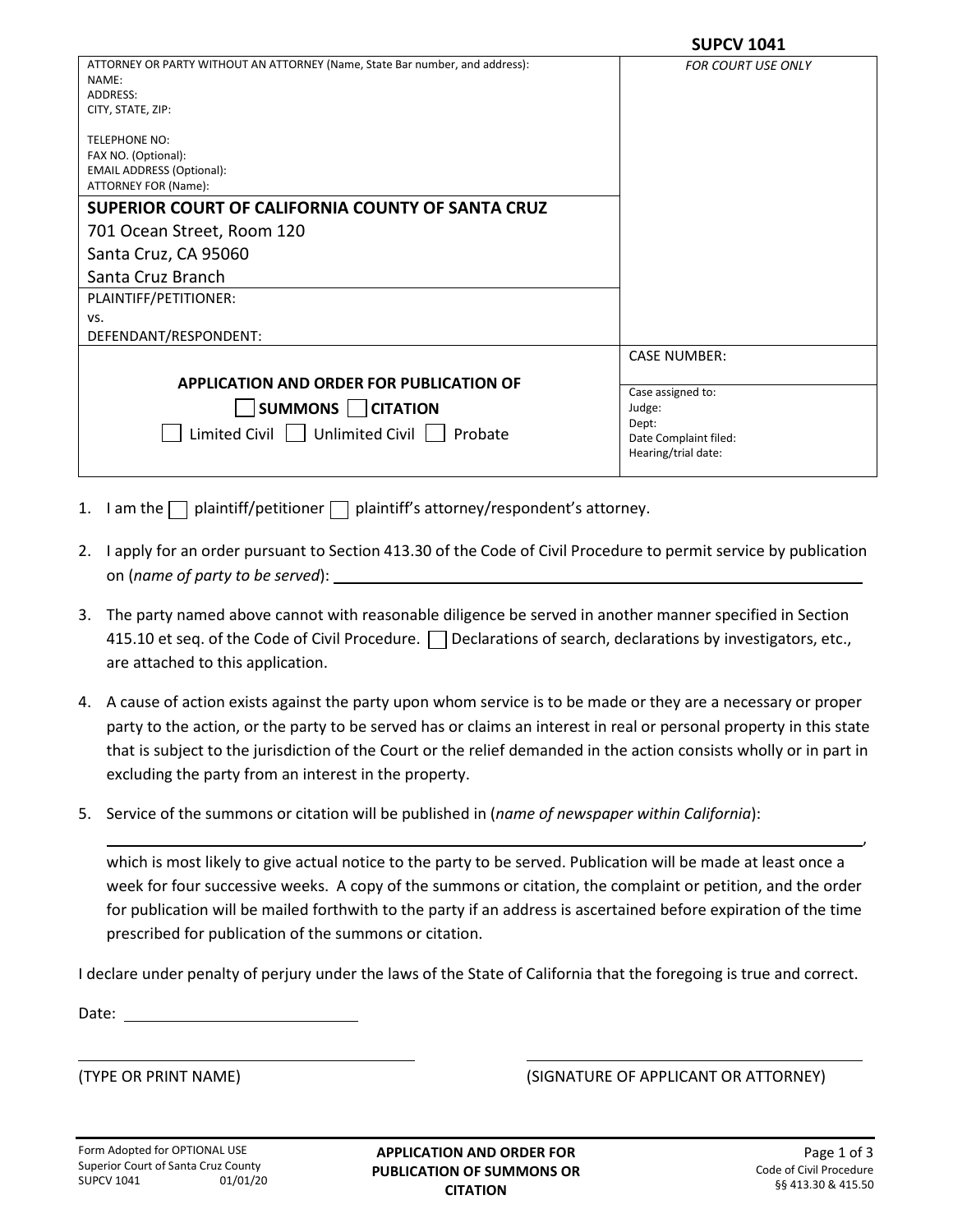**SUPCV 1041**

| ATTORNEY OR PARTY WITHOUT AN ATTORNEY (Name, State Bar number, and address):<br>NAME:<br>ADDRESS:<br>CITY, STATE, ZIP:<br><br>TELEPHONE NO:<br>FAX NO. (Optional):<br>EMAIL ADDRESS (Optional):<br>ATTORNEY FOR (Name): | *FOR COURT USE ONLY* |
|---|---|
| **SUPERIOR COURT OF CALIFORNIA COUNTY OF SANTA CRUZ**<br>701 Ocean Street, Room 120<br>Santa Cruz, CA 95060<br>Santa Cruz Branch | |
| PLAINTIFF/PETITIONER:<br>vs.<br>DEFENDANT/RESPONDENT: | |
| | CASE NUMBER: |
| **APPLICATION AND ORDER FOR PUBLICATION OF**<br>☐ **SUMMONS** ☐ **CITATION**<br>☐ Limited Civil ☐ Unlimited Civil ☐ Probate | Case assigned to:<br>Judge:<br>Dept:<br>Date Complaint filed:<br>Hearing/trial date: |

1. I am the ☐ plaintiff/petitioner ☐ plaintiff's attorney/respondent's attorney.

2. I apply for an order pursuant to Section 413.30 of the Code of Civil Procedure to permit service by publication on (*name of party to be served*): ______________________________

3. The party named above cannot with reasonable diligence be served in another manner specified in Section 415.10 et seq. of the Code of Civil Procedure. ☐ Declarations of search, declarations by investigators, etc., are attached to this application.

4. A cause of action exists against the party upon whom service is to be made or they are a necessary or proper party to the action, or the party to be served has or claims an interest in real or personal property in this state that is subject to the jurisdiction of the Court or the relief demanded in the action consists wholly or in part in excluding the party from an interest in the property.

5. Service of the summons or citation will be published in (*name of newspaper within California*):

   ______________________________________________________________________,

   which is most likely to give actual notice to the party to be served. Publication will be made at least once a week for four successive weeks. A copy of the summons or citation, the complaint or petition, and the order for publication will be mailed forthwith to the party if an address is ascertained before expiration of the time prescribed for publication of the summons or citation.

I declare under penalty of perjury under the laws of the State of California that the foregoing is true and correct.

Date: ______________________

______________________________ ______________________________

(TYPE OR PRINT NAME) (SIGNATURE OF APPLICANT OR ATTORNEY)

Form Adopted for OPTIONAL USE
Superior Court of Santa Cruz County
SUPCV 1041 01/01/20

**APPLICATION AND ORDER FOR PUBLICATION OF SUMMONS OR CITATION**

Code of Civil Procedure §§ 413.30 & 415.50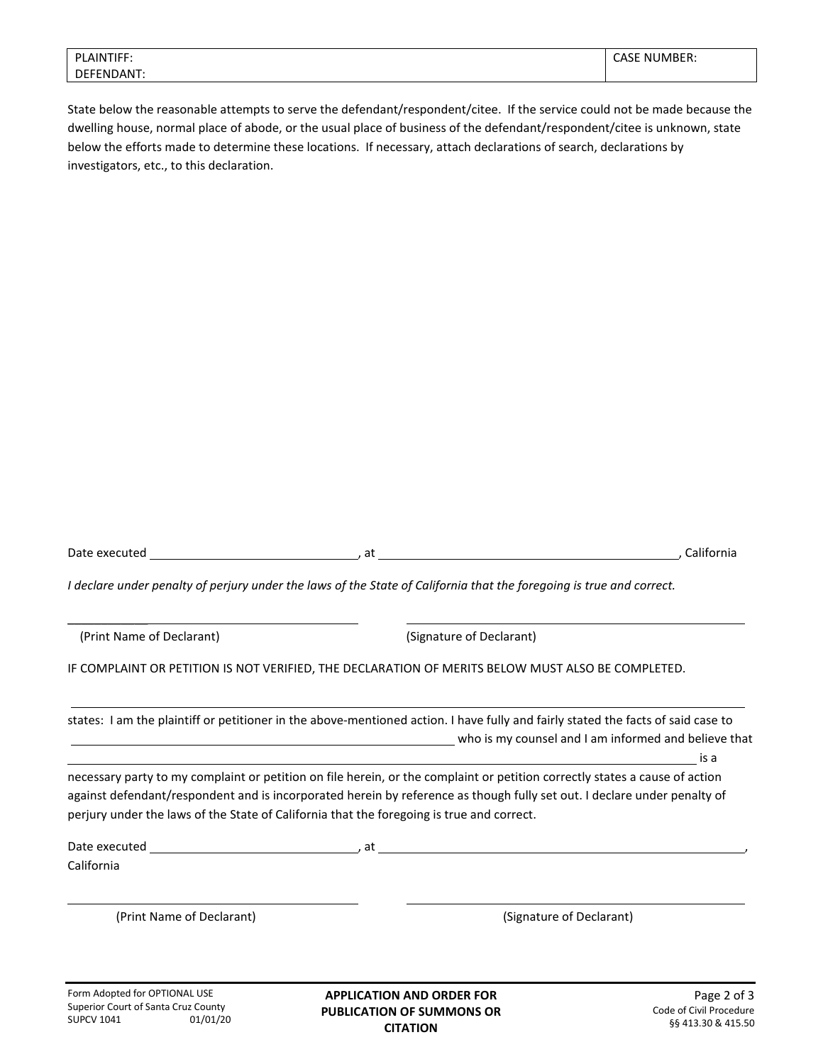| PLAINTIFF: | CASE NUMBER: |
|---|---|
| DEFENDANT: | |

State below the reasonable attempts to serve the defendant/respondent/citee. If the service could not be made because the dwelling house, normal place of abode, or the usual place of business of the defendant/respondent/citee is unknown, state below the efforts made to determine these locations. If necessary, attach declarations of search, declarations by investigators, etc., to this declaration.

Date executed ______________________________, at ____________________________________________, California

*I declare under penalty of perjury under the laws of the State of California that the foregoing is true and correct.*

________________________________________ (Print Name of Declarant)

________________________________________ (Signature of Declarant)

IF COMPLAINT OR PETITION IS NOT VERIFIED, THE DECLARATION OF MERITS BELOW MUST ALSO BE COMPLETED.

________________________________________________________________________________

states: I am the plaintiff or petitioner in the above-mentioned action. I have fully and fairly stated the facts of said case to ________________________________________________ who is my counsel and I am informed and believe that ________________________________________________________________________________ is a necessary party to my complaint or petition on file herein, or the complaint or petition correctly states a cause of action against defendant/respondent and is incorporated herein by reference as though fully set out. I declare under penalty of perjury under the laws of the State of California that the foregoing is true and correct.

Date executed ______________________________, at ____________________________________________, California

________________________________________ (Print Name of Declarant)

________________________________________ (Signature of Declarant)

Form Adopted for OPTIONAL USE
Superior Court of Santa Cruz County
SUPCV 1041 01/01/20

**APPLICATION AND ORDER FOR PUBLICATION OF SUMMONS OR CITATION**

Code of Civil Procedure §§ 413.30 & 415.50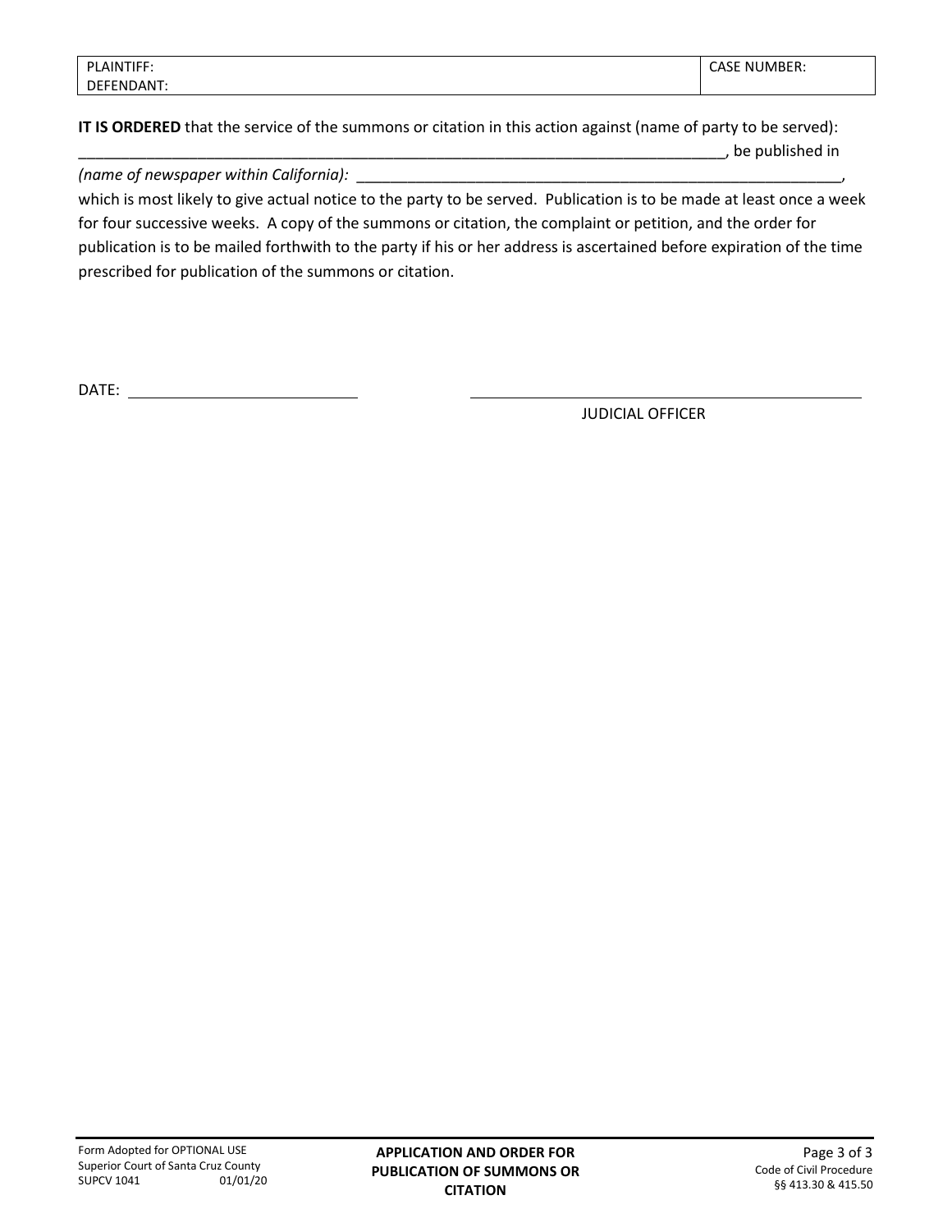| PLAINTIFF: DEFENDANT: | CASE NUMBER: |
| --- | --- |

**IT IS ORDERED** that the service of the summons or citation in this action against (name of party to be served): ______________________________________________________________________________, be published in *(name of newspaper within California):* ____________________________________________________________, which is most likely to give actual notice to the party to be served. Publication is to be made at least once a week for four successive weeks. A copy of the summons or citation, the complaint or petition, and the order for publication is to be mailed forthwith to the party if his or her address is ascertained before expiration of the time prescribed for publication of the summons or citation.

DATE: ____________________________ ________________________________________

JUDICIAL OFFICER

Form Adopted for OPTIONAL USE
Superior Court of Santa Cruz County
SUPCV 1041 01/01/20

**APPLICATION AND ORDER FOR PUBLICATION OF SUMMONS OR CITATION**

Code of Civil Procedure
§§ 413.30 & 415.50